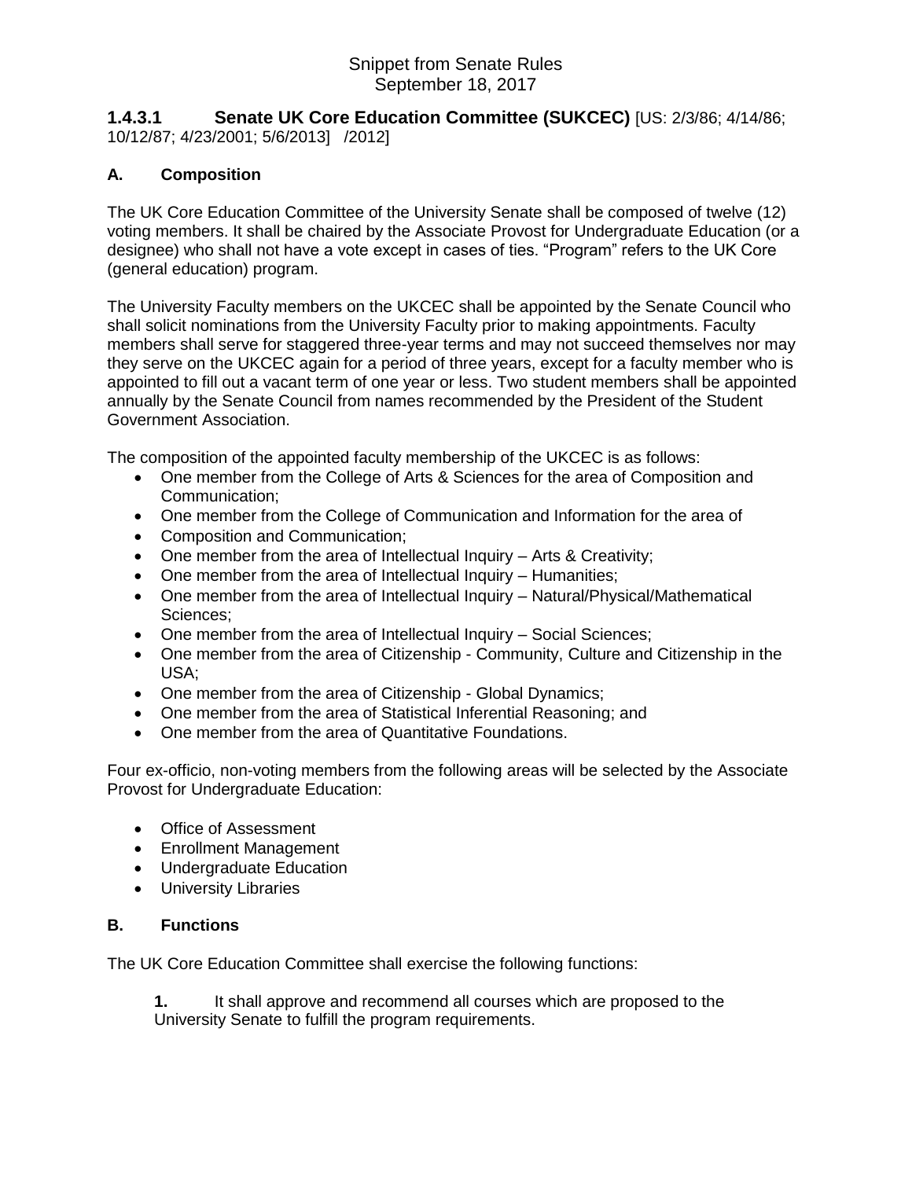Snippet from Senate Rules
September 18, 2017

### 1.4.3.1 Senate UK Core Education Committee (SUKCEC) [US: 2/3/86; 4/14/86; 10/12/87; 4/23/2001; 5/6/2013] /2012]

#### A. Composition

The UK Core Education Committee of the University Senate shall be composed of twelve (12) voting members. It shall be chaired by the Associate Provost for Undergraduate Education (or a designee) who shall not have a vote except in cases of ties. "Program" refers to the UK Core (general education) program.

The University Faculty members on the UKCEC shall be appointed by the Senate Council who shall solicit nominations from the University Faculty prior to making appointments. Faculty members shall serve for staggered three-year terms and may not succeed themselves nor may they serve on the UKCEC again for a period of three years, except for a faculty member who is appointed to fill out a vacant term of one year or less. Two student members shall be appointed annually by the Senate Council from names recommended by the President of the Student Government Association.

The composition of the appointed faculty membership of the UKCEC is as follows:

- One member from the College of Arts & Sciences for the area of Composition and Communication;
- One member from the College of Communication and Information for the area of
- Composition and Communication;
- One member from the area of Intellectual Inquiry – Arts & Creativity;
- One member from the area of Intellectual Inquiry – Humanities;
- One member from the area of Intellectual Inquiry – Natural/Physical/Mathematical Sciences;
- One member from the area of Intellectual Inquiry – Social Sciences;
- One member from the area of Citizenship - Community, Culture and Citizenship in the USA;
- One member from the area of Citizenship - Global Dynamics;
- One member from the area of Statistical Inferential Reasoning; and
- One member from the area of Quantitative Foundations.

Four ex-officio, non-voting members from the following areas will be selected by the Associate Provost for Undergraduate Education:

- Office of Assessment
- Enrollment Management
- Undergraduate Education
- University Libraries

#### B. Functions

The UK Core Education Committee shall exercise the following functions:

**1.** It shall approve and recommend all courses which are proposed to the University Senate to fulfill the program requirements.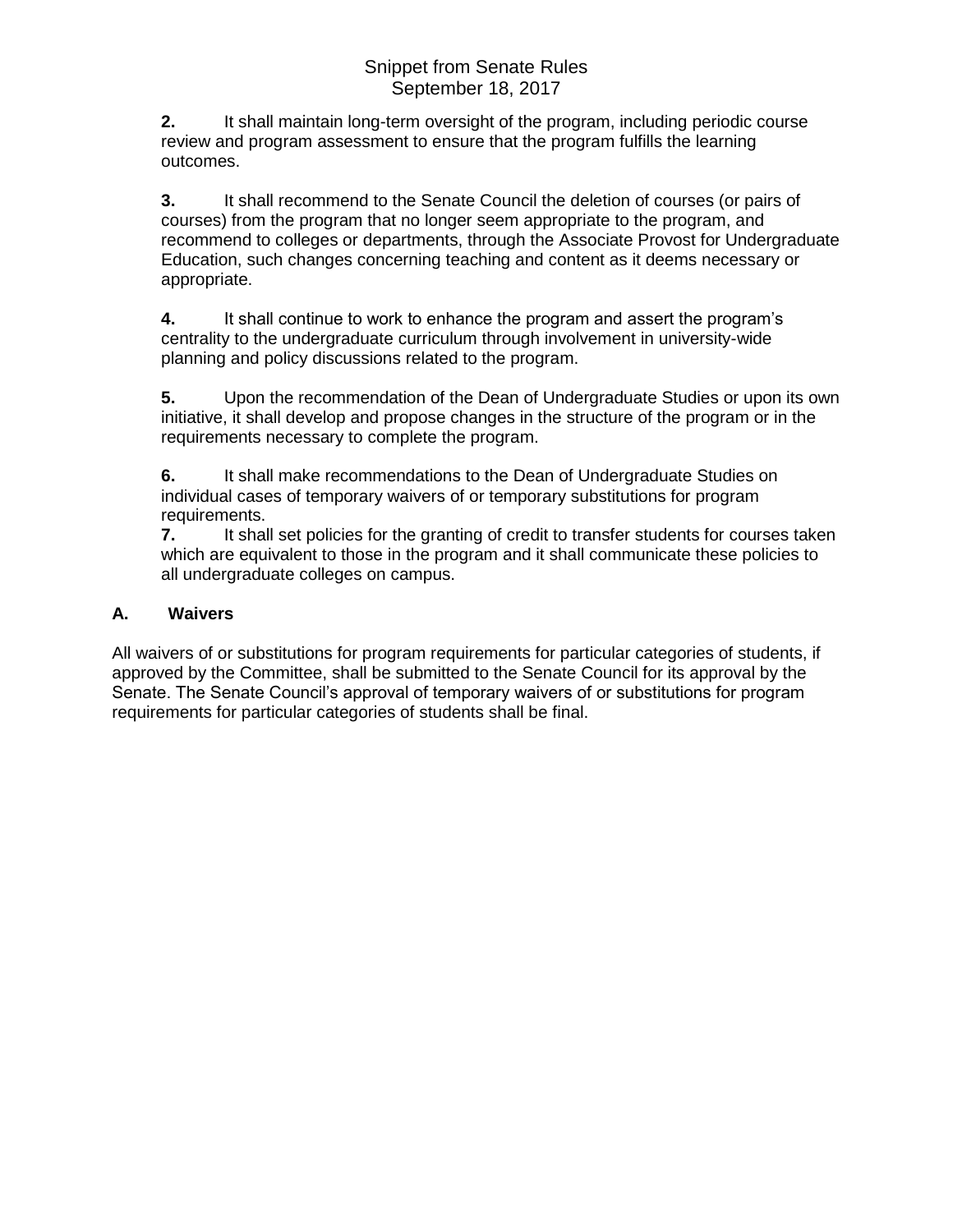**2.** It shall maintain long-term oversight of the program, including periodic course review and program assessment to ensure that the program fulfills the learning outcomes.

**3.** It shall recommend to the Senate Council the deletion of courses (or pairs of courses) from the program that no longer seem appropriate to the program, and recommend to colleges or departments, through the Associate Provost for Undergraduate Education, such changes concerning teaching and content as it deems necessary or appropriate.

**4.** It shall continue to work to enhance the program and assert the program's centrality to the undergraduate curriculum through involvement in university-wide planning and policy discussions related to the program.

**5.** Upon the recommendation of the Dean of Undergraduate Studies or upon its own initiative, it shall develop and propose changes in the structure of the program or in the requirements necessary to complete the program.

**6.** It shall make recommendations to the Dean of Undergraduate Studies on individual cases of temporary waivers of or temporary substitutions for program requirements.

**7.** It shall set policies for the granting of credit to transfer students for courses taken which are equivalent to those in the program and it shall communicate these policies to all undergraduate colleges on campus.

### A. Waivers

All waivers of or substitutions for program requirements for particular categories of students, if approved by the Committee, shall be submitted to the Senate Council for its approval by the Senate. The Senate Council's approval of temporary waivers of or substitutions for program requirements for particular categories of students shall be final.